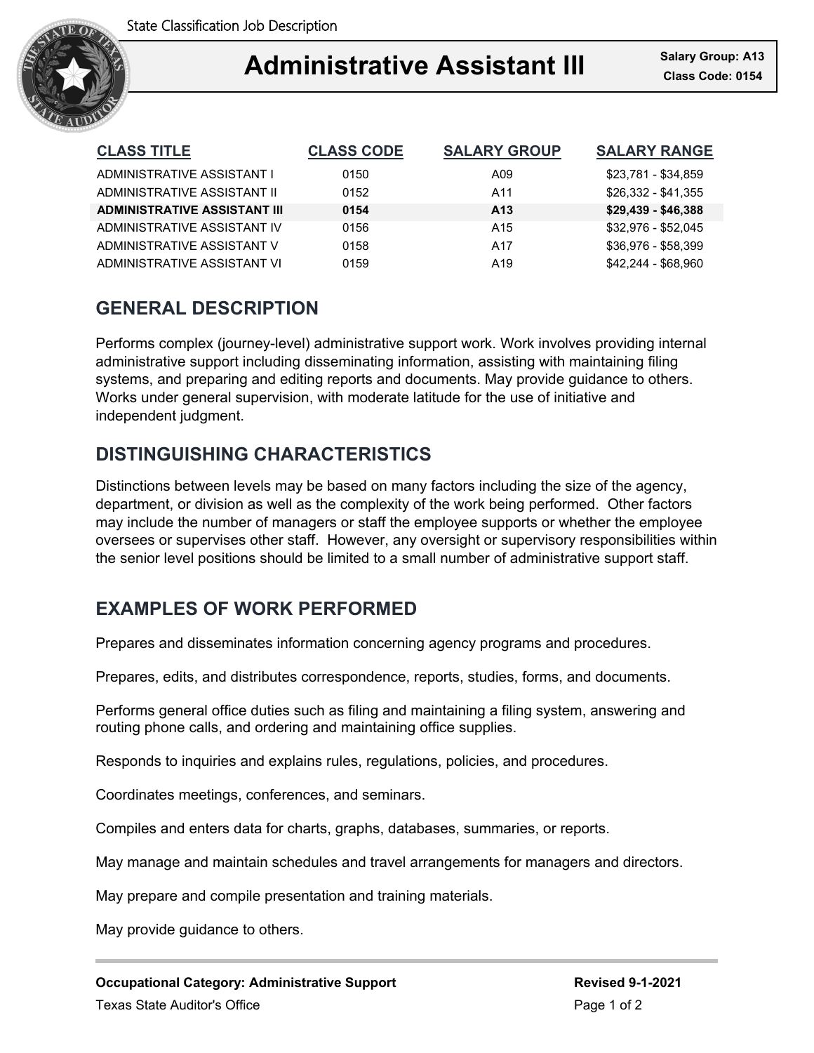State Classification Job Description

# Administrative Assistant III

**Salary Group: A13**
**Class Code: 0154**

| CLASS TITLE | CLASS CODE | SALARY GROUP | SALARY RANGE |
|---|---|---|---|
| ADMINISTRATIVE ASSISTANT I | 0150 | A09 | $23,781 - $34,859 |
| ADMINISTRATIVE ASSISTANT II | 0152 | A11 | $26,332 - $41,355 |
| **ADMINISTRATIVE ASSISTANT III** | **0154** | **A13** | **$29,439 - $46,388** |
| ADMINISTRATIVE ASSISTANT IV | 0156 | A15 | $32,976 - $52,045 |
| ADMINISTRATIVE ASSISTANT V | 0158 | A17 | $36,976 - $58,399 |
| ADMINISTRATIVE ASSISTANT VI | 0159 | A19 | $42,244 - $68,960 |

## GENERAL DESCRIPTION

Performs complex (journey-level) administrative support work. Work involves providing internal administrative support including disseminating information, assisting with maintaining filing systems, and preparing and editing reports and documents. May provide guidance to others. Works under general supervision, with moderate latitude for the use of initiative and independent judgment.

## DISTINGUISHING CHARACTERISTICS

Distinctions between levels may be based on many factors including the size of the agency, department, or division as well as the complexity of the work being performed. Other factors may include the number of managers or staff the employee supports or whether the employee oversees or supervises other staff. However, any oversight or supervisory responsibilities within the senior level positions should be limited to a small number of administrative support staff.

## EXAMPLES OF WORK PERFORMED

Prepares and disseminates information concerning agency programs and procedures.

Prepares, edits, and distributes correspondence, reports, studies, forms, and documents.

Performs general office duties such as filing and maintaining a filing system, answering and routing phone calls, and ordering and maintaining office supplies.

Responds to inquiries and explains rules, regulations, policies, and procedures.

Coordinates meetings, conferences, and seminars.

Compiles and enters data for charts, graphs, databases, summaries, or reports.

May manage and maintain schedules and travel arrangements for managers and directors.

May prepare and compile presentation and training materials.

May provide guidance to others.

**Occupational Category: Administrative Support**
Texas State Auditor's Office

**Revised 9-1-2021**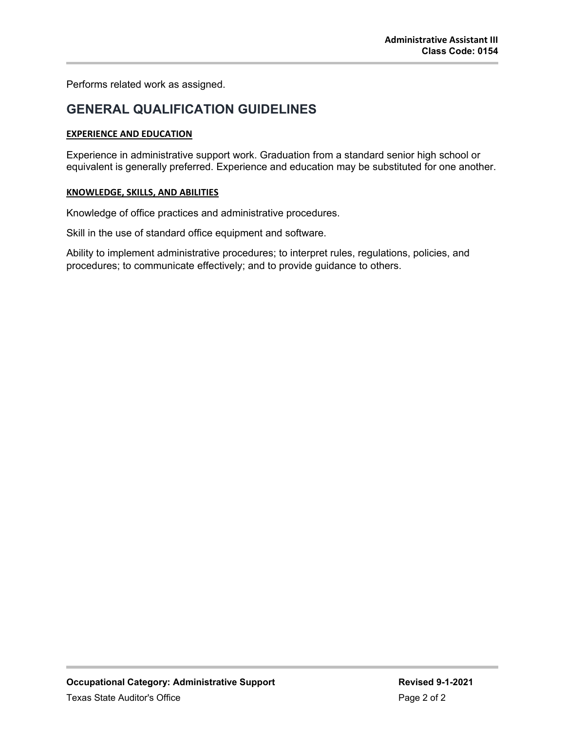Performs related work as assigned.

## GENERAL QUALIFICATION GUIDELINES

### EXPERIENCE AND EDUCATION

Experience in administrative support work. Graduation from a standard senior high school or equivalent is generally preferred. Experience and education may be substituted for one another.

### KNOWLEDGE, SKILLS, AND ABILITIES

Knowledge of office practices and administrative procedures.

Skill in the use of standard office equipment and software.

Ability to implement administrative procedures; to interpret rules, regulations, policies, and procedures; to communicate effectively; and to provide guidance to others.